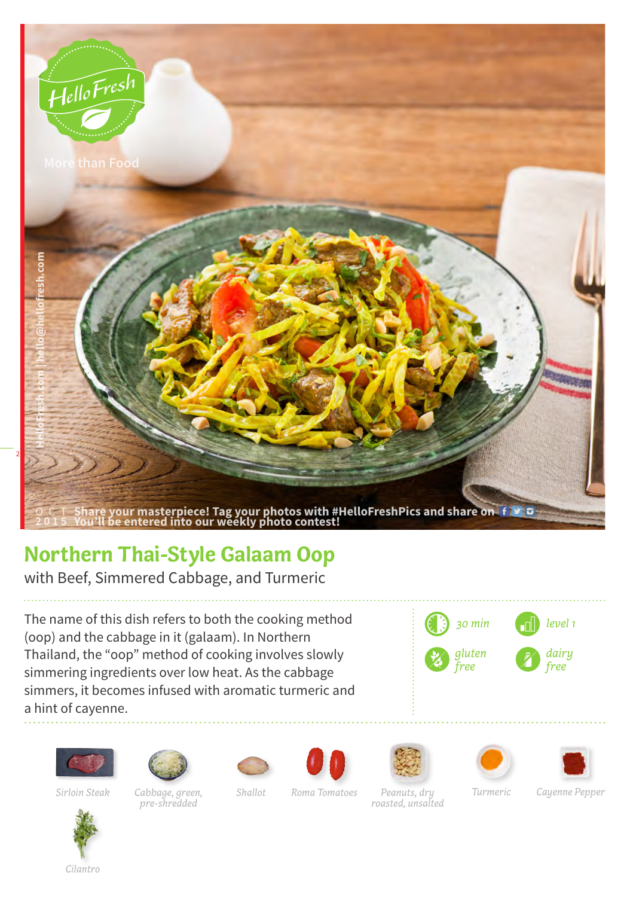HelloFresh

More than Food

HelloFresh.com | hello@hellofresh.com

OCT 2015 Share your masterpiece! Tag your photos with #HelloFreshPics and share on
You'll be entered into our weekly photo contest!

# Northern Thai-Style Galaam Oop

with Beef, Simmered Cabbage, and Turmeric

The name of this dish refers to both the cooking method (oop) and the cabbage in it (galaam). In Northern Thailand, the "oop" method of cooking involves slowly simmering ingredients over low heat. As the cabbage simmers, it becomes infused with aromatic turmeric and a hint of cayenne.

30 min | level 1 | gluten free | dairy free

- Sirloin Steak
- Cabbage, green, pre-shredded
- Shallot
- Roma Tomatoes
- Peanuts, dry roasted, unsalted
- Turmeric
- Cayenne Pepper
- Cilantro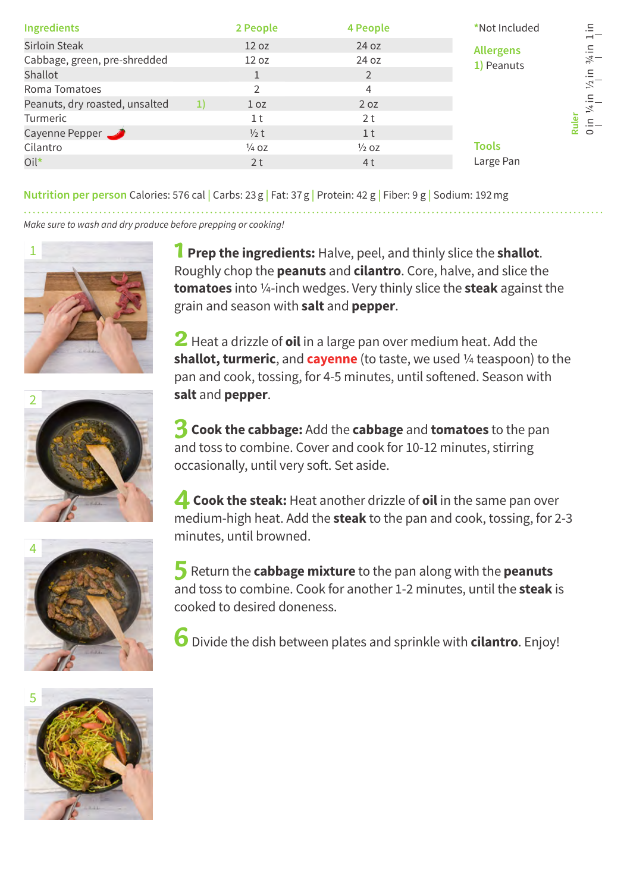| Ingredients | | 2 People | 4 People |
|---|---|---|---|
| Sirloin Steak | | 12 oz | 24 oz |
| Cabbage, green, pre-shredded | | 12 oz | 24 oz |
| Shallot | | 1 | 2 |
| Roma Tomatoes | | 2 | 4 |
| Peanuts, dry roasted, unsalted | 1) | 1 oz | 2 oz |
| Turmeric | | 1 t | 2 t |
| Cayenne Pepper | | ½ t | 1 t |
| Cilantro | | ¼ oz | ½ oz |
| Oil* | | 2 t | 4 t |

*Not Included

**Allergens**

1) Peanuts

**Tools**

Large Pan

Ruler

0 in ¼ in ½ in ¾ in 1 in

**Nutrition per person** Calories: 576 cal | Carbs: 23 g | Fat: 37 g | Protein: 42 g | Fiber: 9 g | Sodium: 192 mg

*Make sure to wash and dry produce before prepping or cooking!*

1

2

4

5

**1 Prep the ingredients:** Halve, peel, and thinly slice the **shallot**. Roughly chop the **peanuts** and **cilantro**. Core, halve, and slice the **tomatoes** into ¼-inch wedges. Very thinly slice the **steak** against the grain and season with **salt** and **pepper**.

**2** Heat a drizzle of **oil** in a large pan over medium heat. Add the **shallot, turmeric**, and **cayenne** (to taste, we used ¼ teaspoon) to the pan and cook, tossing, for 4-5 minutes, until softened. Season with **salt** and **pepper**.

**3 Cook the cabbage:** Add the **cabbage** and **tomatoes** to the pan and toss to combine. Cover and cook for 10-12 minutes, stirring occasionally, until very soft. Set aside.

**4 Cook the steak:** Heat another drizzle of **oil** in the same pan over medium-high heat. Add the **steak** to the pan and cook, tossing, for 2-3 minutes, until browned.

**5** Return the **cabbage mixture** to the pan along with the **peanuts** and toss to combine. Cook for another 1-2 minutes, until the **steak** is cooked to desired doneness.

**6** Divide the dish between plates and sprinkle with **cilantro**. Enjoy!